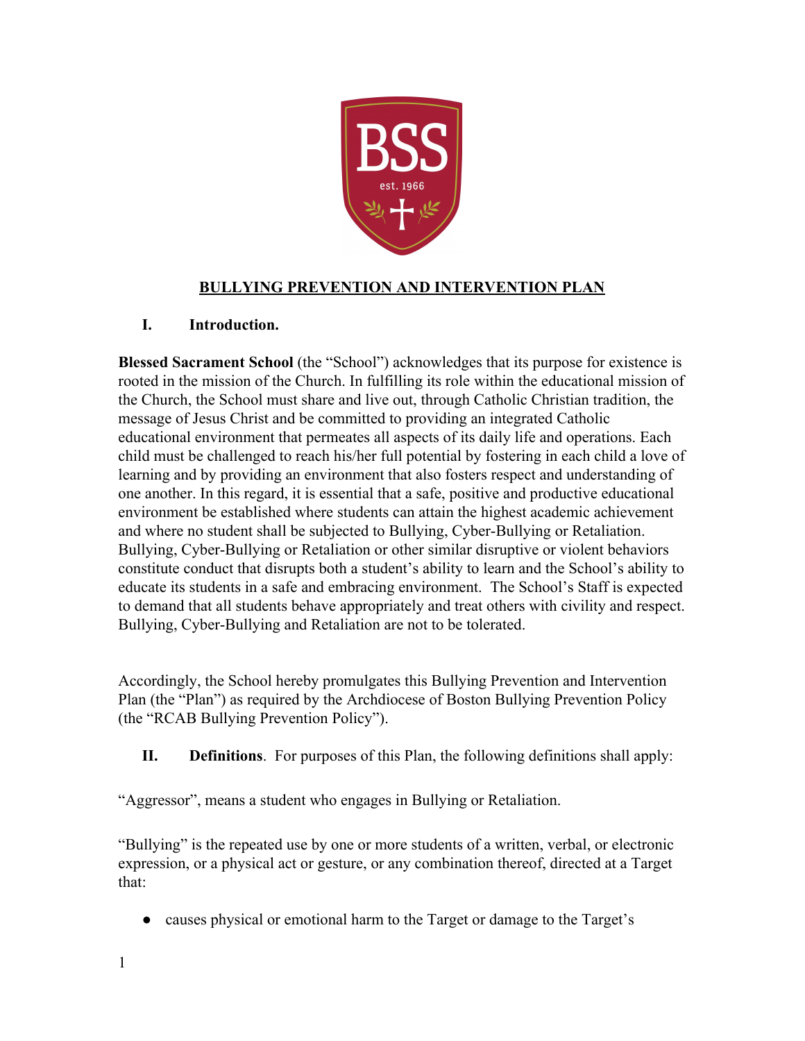# BULLYING PREVENTION AND INTERVENTION PLAN

## I. Introduction.

**Blessed Sacrament School** (the "School") acknowledges that its purpose for existence is rooted in the mission of the Church. In fulfilling its role within the educational mission of the Church, the School must share and live out, through Catholic Christian tradition, the message of Jesus Christ and be committed to providing an integrated Catholic educational environment that permeates all aspects of its daily life and operations. Each child must be challenged to reach his/her full potential by fostering in each child a love of learning and by providing an environment that also fosters respect and understanding of one another. In this regard, it is essential that a safe, positive and productive educational environment be established where students can attain the highest academic achievement and where no student shall be subjected to Bullying, Cyber-Bullying or Retaliation. Bullying, Cyber-Bullying or Retaliation or other similar disruptive or violent behaviors constitute conduct that disrupts both a student's ability to learn and the School's ability to educate its students in a safe and embracing environment. The School's Staff is expected to demand that all students behave appropriately and treat others with civility and respect. Bullying, Cyber-Bullying and Retaliation are not to be tolerated.

Accordingly, the School hereby promulgates this Bullying Prevention and Intervention Plan (the "Plan") as required by the Archdiocese of Boston Bullying Prevention Policy (the "RCAB Bullying Prevention Policy").

## II. Definitions. 

For purposes of this Plan, the following definitions shall apply:

"Aggressor", means a student who engages in Bullying or Retaliation.

"Bullying" is the repeated use by one or more students of a written, verbal, or electronic expression, or a physical act or gesture, or any combination thereof, directed at a Target that:

- causes physical or emotional harm to the Target or damage to the Target's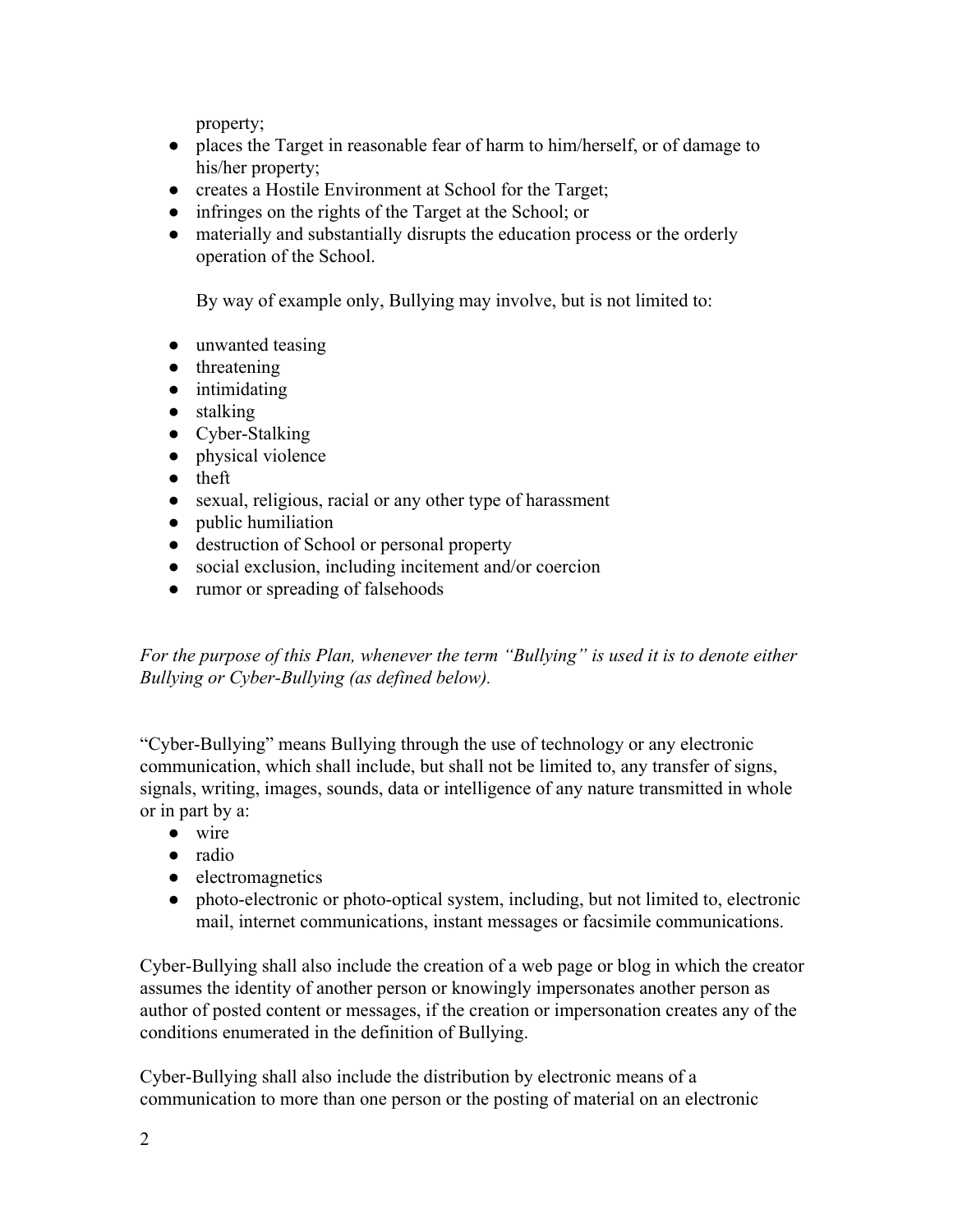property;

- places the Target in reasonable fear of harm to him/herself, or of damage to his/her property;
- creates a Hostile Environment at School for the Target;
- infringes on the rights of the Target at the School; or
- materially and substantially disrupts the education process or the orderly operation of the School.

By way of example only, Bullying may involve, but is not limited to:

- unwanted teasing
- threatening
- intimidating
- stalking
- Cyber-Stalking
- physical violence
- theft
- sexual, religious, racial or any other type of harassment
- public humiliation
- destruction of School or personal property
- social exclusion, including incitement and/or coercion
- rumor or spreading of falsehoods

*For the purpose of this Plan, whenever the term "Bullying" is used it is to denote either Bullying or Cyber-Bullying (as defined below).*

"Cyber-Bullying" means Bullying through the use of technology or any electronic communication, which shall include, but shall not be limited to, any transfer of signs, signals, writing, images, sounds, data or intelligence of any nature transmitted in whole or in part by a:

- wire
- radio
- electromagnetics
- photo-electronic or photo-optical system, including, but not limited to, electronic mail, internet communications, instant messages or facsimile communications.

Cyber-Bullying shall also include the creation of a web page or blog in which the creator assumes the identity of another person or knowingly impersonates another person as author of posted content or messages, if the creation or impersonation creates any of the conditions enumerated in the definition of Bullying.

Cyber-Bullying shall also include the distribution by electronic means of a communication to more than one person or the posting of material on an electronic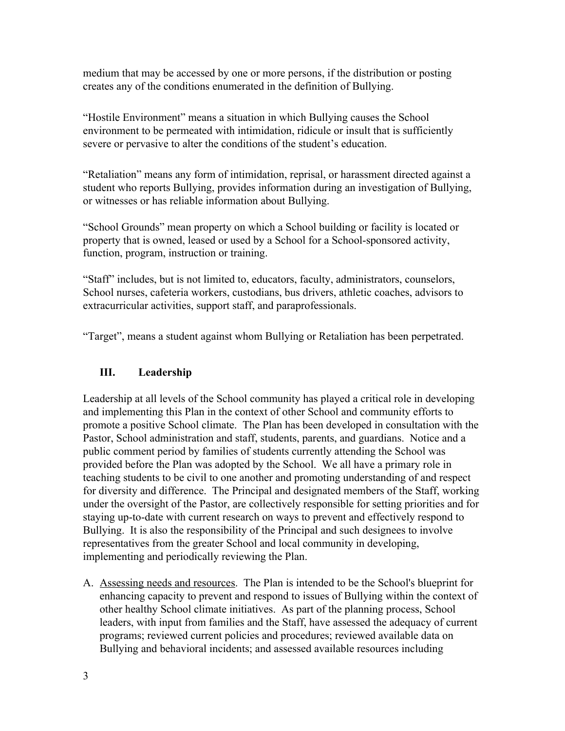medium that may be accessed by one or more persons, if the distribution or posting creates any of the conditions enumerated in the definition of Bullying.

"Hostile Environment" means a situation in which Bullying causes the School environment to be permeated with intimidation, ridicule or insult that is sufficiently severe or pervasive to alter the conditions of the student's education.

"Retaliation" means any form of intimidation, reprisal, or harassment directed against a student who reports Bullying, provides information during an investigation of Bullying, or witnesses or has reliable information about Bullying.

"School Grounds" mean property on which a School building or facility is located or property that is owned, leased or used by a School for a School-sponsored activity, function, program, instruction or training.

"Staff" includes, but is not limited to, educators, faculty, administrators, counselors, School nurses, cafeteria workers, custodians, bus drivers, athletic coaches, advisors to extracurricular activities, support staff, and paraprofessionals.

"Target", means a student against whom Bullying or Retaliation has been perpetrated.

## III. Leadership

Leadership at all levels of the School community has played a critical role in developing and implementing this Plan in the context of other School and community efforts to promote a positive School climate. The Plan has been developed in consultation with the Pastor, School administration and staff, students, parents, and guardians. Notice and a public comment period by families of students currently attending the School was provided before the Plan was adopted by the School. We all have a primary role in teaching students to be civil to one another and promoting understanding of and respect for diversity and difference. The Principal and designated members of the Staff, working under the oversight of the Pastor, are collectively responsible for setting priorities and for staying up-to-date with current research on ways to prevent and effectively respond to Bullying. It is also the responsibility of the Principal and such designees to involve representatives from the greater School and local community in developing, implementing and periodically reviewing the Plan.

A. Assessing needs and resources. The Plan is intended to be the School's blueprint for enhancing capacity to prevent and respond to issues of Bullying within the context of other healthy School climate initiatives. As part of the planning process, School leaders, with input from families and the Staff, have assessed the adequacy of current programs; reviewed current policies and procedures; reviewed available data on Bullying and behavioral incidents; and assessed available resources including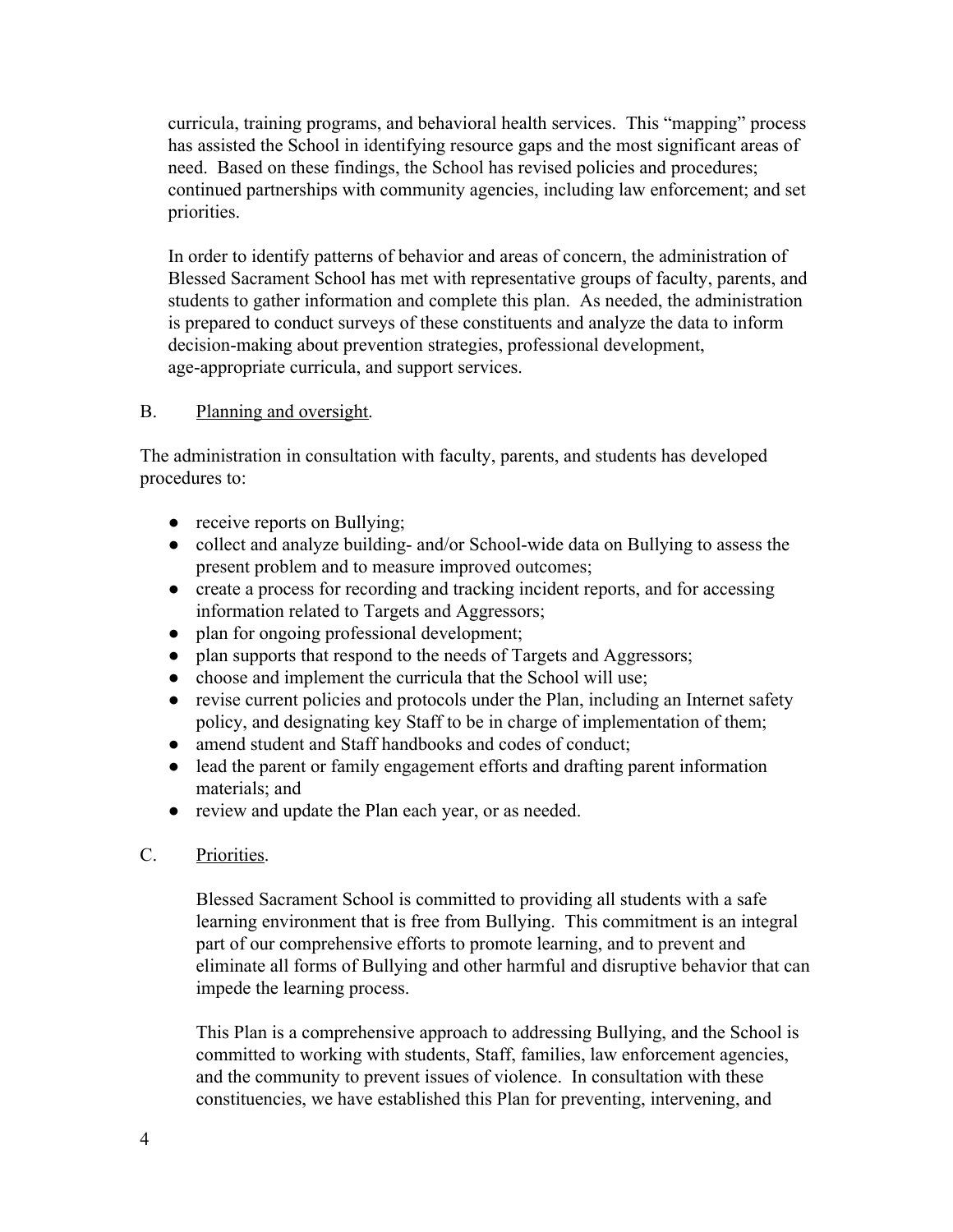curricula, training programs, and behavioral health services. This "mapping" process has assisted the School in identifying resource gaps and the most significant areas of need. Based on these findings, the School has revised policies and procedures; continued partnerships with community agencies, including law enforcement; and set priorities.

In order to identify patterns of behavior and areas of concern, the administration of Blessed Sacrament School has met with representative groups of faculty, parents, and students to gather information and complete this plan. As needed, the administration is prepared to conduct surveys of these constituents and analyze the data to inform decision-making about prevention strategies, professional development, age-appropriate curricula, and support services.

B. Planning and oversight.

The administration in consultation with faculty, parents, and students has developed procedures to:

- receive reports on Bullying;
- collect and analyze building- and/or School-wide data on Bullying to assess the present problem and to measure improved outcomes;
- create a process for recording and tracking incident reports, and for accessing information related to Targets and Aggressors;
- plan for ongoing professional development;
- plan supports that respond to the needs of Targets and Aggressors;
- choose and implement the curricula that the School will use;
- revise current policies and protocols under the Plan, including an Internet safety policy, and designating key Staff to be in charge of implementation of them;
- amend student and Staff handbooks and codes of conduct;
- lead the parent or family engagement efforts and drafting parent information materials; and
- review and update the Plan each year, or as needed.

C. Priorities.

Blessed Sacrament School is committed to providing all students with a safe learning environment that is free from Bullying. This commitment is an integral part of our comprehensive efforts to promote learning, and to prevent and eliminate all forms of Bullying and other harmful and disruptive behavior that can impede the learning process.

This Plan is a comprehensive approach to addressing Bullying, and the School is committed to working with students, Staff, families, law enforcement agencies, and the community to prevent issues of violence. In consultation with these constituencies, we have established this Plan for preventing, intervening, and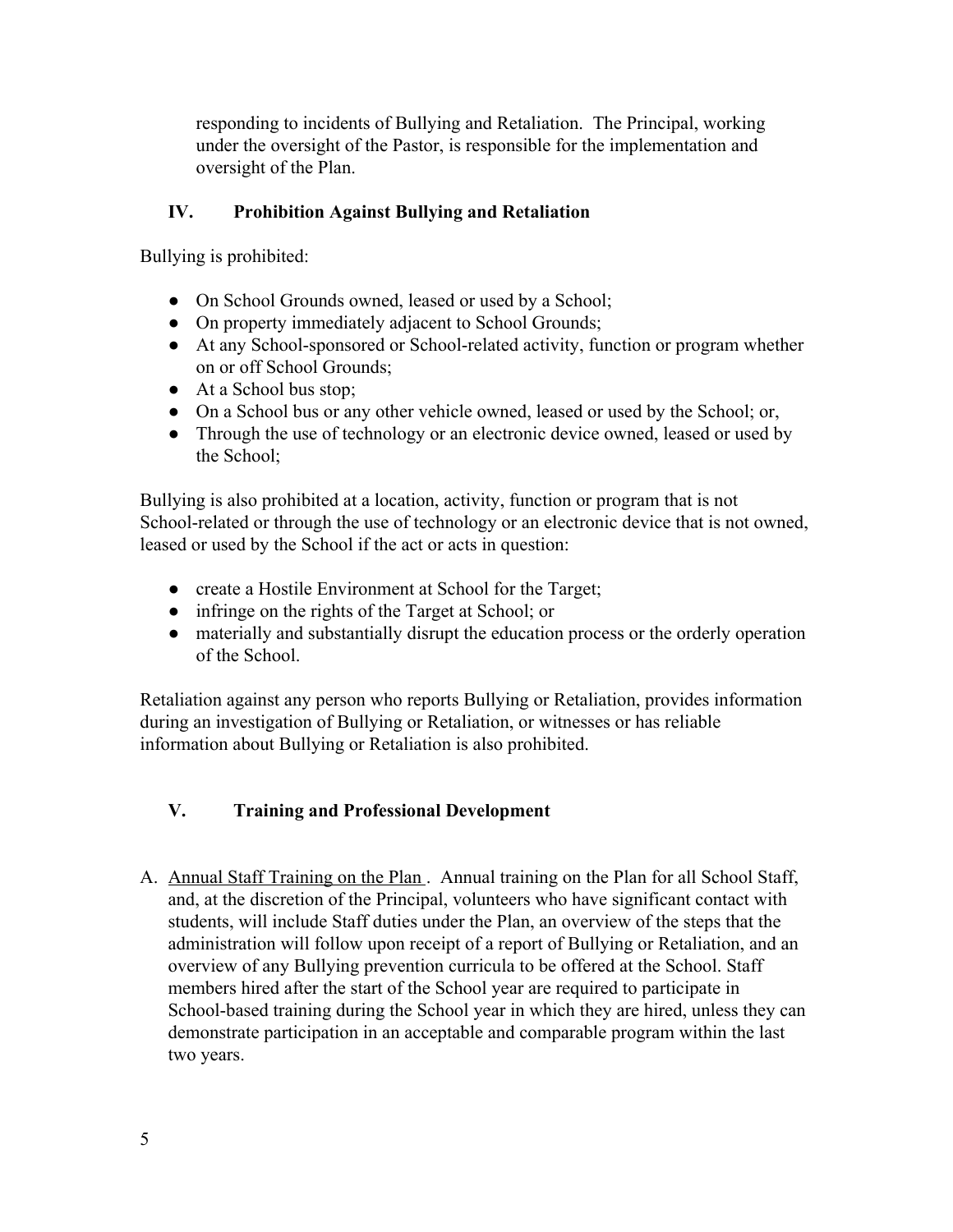responding to incidents of Bullying and Retaliation. The Principal, working under the oversight of the Pastor, is responsible for the implementation and oversight of the Plan.

## IV. Prohibition Against Bullying and Retaliation

Bullying is prohibited:

- On School Grounds owned, leased or used by a School;
- On property immediately adjacent to School Grounds;
- At any School-sponsored or School-related activity, function or program whether on or off School Grounds;
- At a School bus stop;
- On a School bus or any other vehicle owned, leased or used by the School; or,
- Through the use of technology or an electronic device owned, leased or used by the School;

Bullying is also prohibited at a location, activity, function or program that is not School-related or through the use of technology or an electronic device that is not owned, leased or used by the School if the act or acts in question:

- create a Hostile Environment at School for the Target;
- infringe on the rights of the Target at School; or
- materially and substantially disrupt the education process or the orderly operation of the School.

Retaliation against any person who reports Bullying or Retaliation, provides information during an investigation of Bullying or Retaliation, or witnesses or has reliable information about Bullying or Retaliation is also prohibited.

## V. Training and Professional Development

A. Annual Staff Training on the Plan. Annual training on the Plan for all School Staff, and, at the discretion of the Principal, volunteers who have significant contact with students, will include Staff duties under the Plan, an overview of the steps that the administration will follow upon receipt of a report of Bullying or Retaliation, and an overview of any Bullying prevention curricula to be offered at the School. Staff members hired after the start of the School year are required to participate in School-based training during the School year in which they are hired, unless they can demonstrate participation in an acceptable and comparable program within the last two years.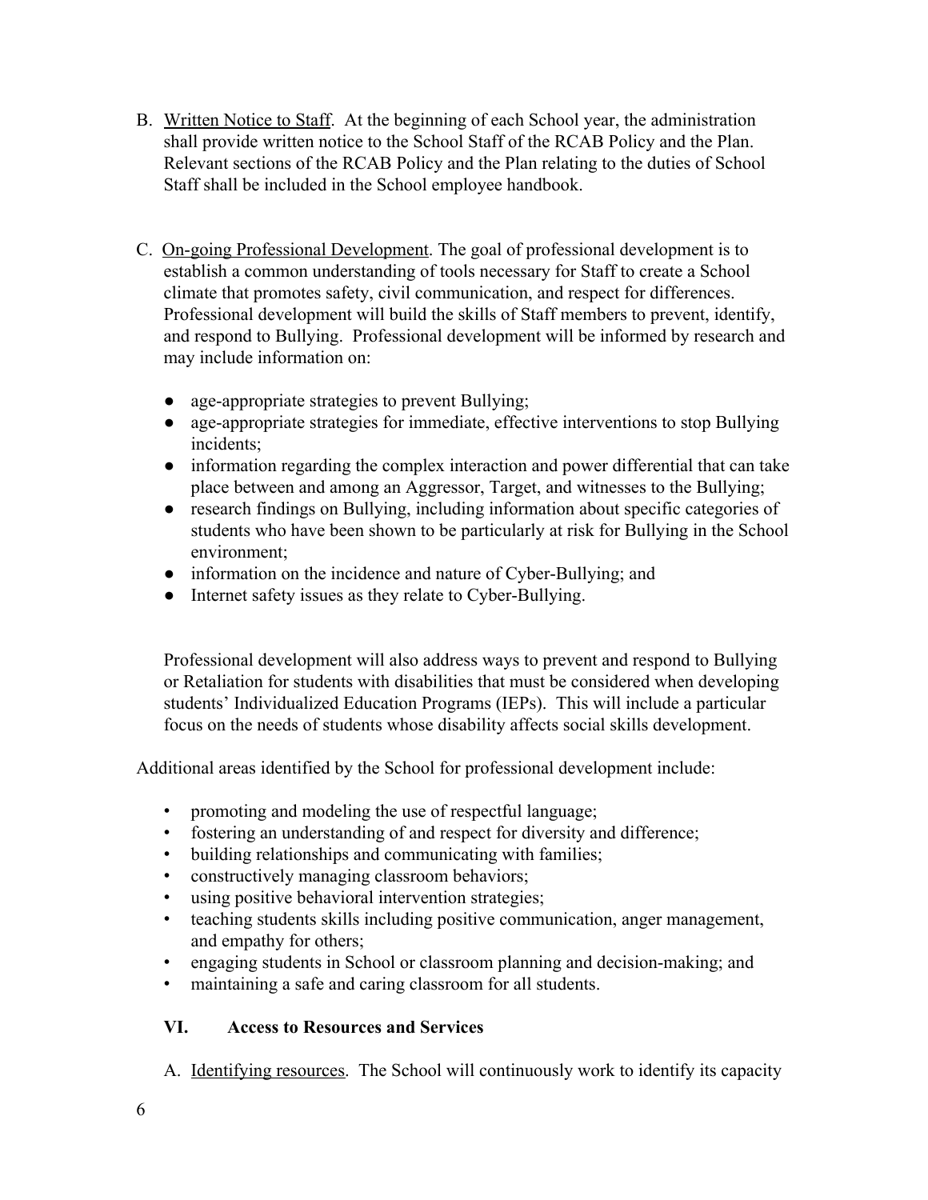B. Written Notice to Staff. At the beginning of each School year, the administration shall provide written notice to the School Staff of the RCAB Policy and the Plan. Relevant sections of the RCAB Policy and the Plan relating to the duties of School Staff shall be included in the School employee handbook.

C. On-going Professional Development. The goal of professional development is to establish a common understanding of tools necessary for Staff to create a School climate that promotes safety, civil communication, and respect for differences. Professional development will build the skills of Staff members to prevent, identify, and respond to Bullying. Professional development will be informed by research and may include information on:

- age-appropriate strategies to prevent Bullying;
- age-appropriate strategies for immediate, effective interventions to stop Bullying incidents;
- information regarding the complex interaction and power differential that can take place between and among an Aggressor, Target, and witnesses to the Bullying;
- research findings on Bullying, including information about specific categories of students who have been shown to be particularly at risk for Bullying in the School environment;
- information on the incidence and nature of Cyber-Bullying; and
- Internet safety issues as they relate to Cyber-Bullying.

Professional development will also address ways to prevent and respond to Bullying or Retaliation for students with disabilities that must be considered when developing students' Individualized Education Programs (IEPs). This will include a particular focus on the needs of students whose disability affects social skills development.

Additional areas identified by the School for professional development include:

- promoting and modeling the use of respectful language;
- fostering an understanding of and respect for diversity and difference;
- building relationships and communicating with families;
- constructively managing classroom behaviors;
- using positive behavioral intervention strategies;
- teaching students skills including positive communication, anger management, and empathy for others;
- engaging students in School or classroom planning and decision-making; and
- maintaining a safe and caring classroom for all students.

## VI. Access to Resources and Services

A. Identifying resources. The School will continuously work to identify its capacity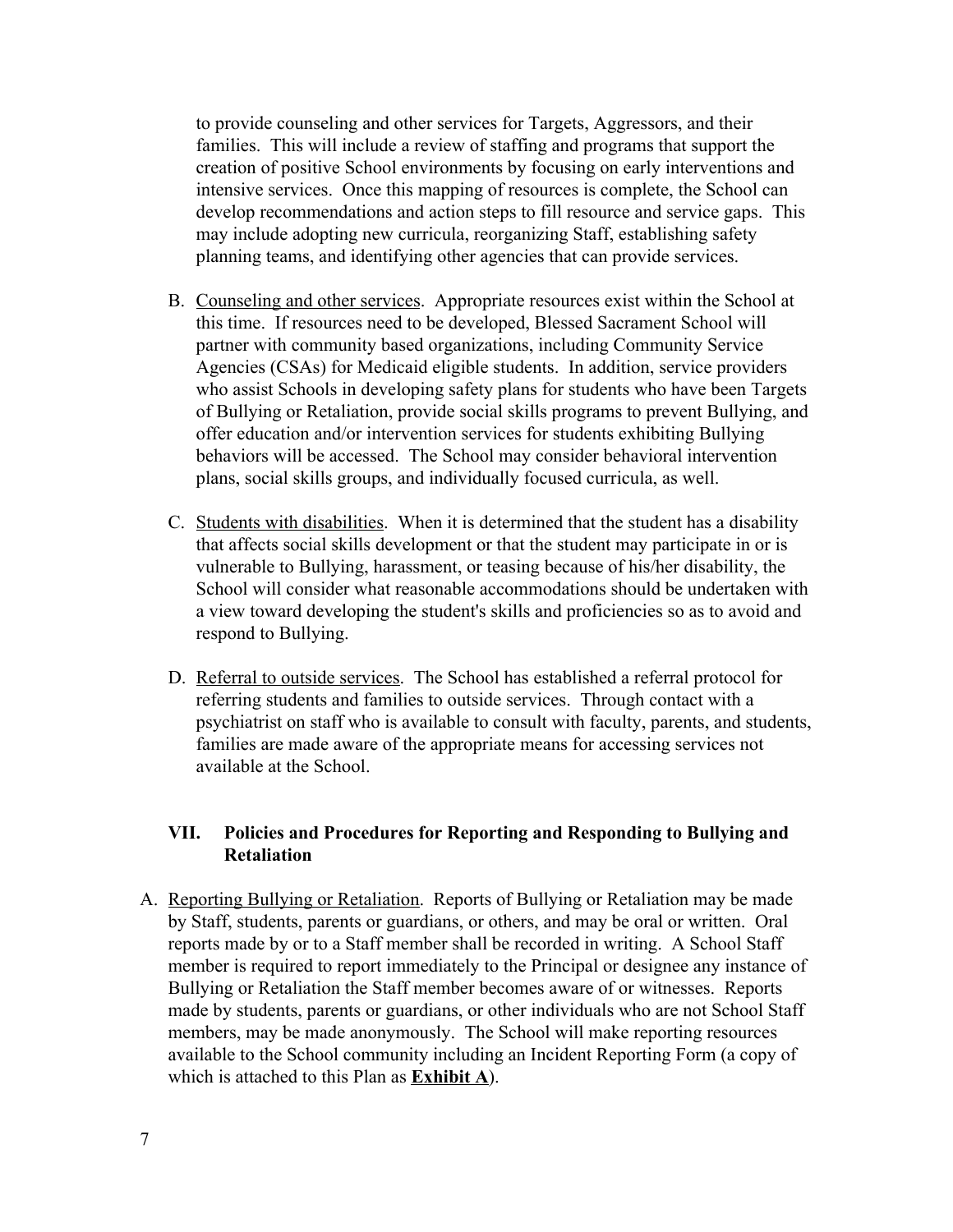to provide counseling and other services for Targets, Aggressors, and their families. This will include a review of staffing and programs that support the creation of positive School environments by focusing on early interventions and intensive services. Once this mapping of resources is complete, the School can develop recommendations and action steps to fill resource and service gaps. This may include adopting new curricula, reorganizing Staff, establishing safety planning teams, and identifying other agencies that can provide services.

B. Counseling and other services. Appropriate resources exist within the School at this time. If resources need to be developed, Blessed Sacrament School will partner with community based organizations, including Community Service Agencies (CSAs) for Medicaid eligible students. In addition, service providers who assist Schools in developing safety plans for students who have been Targets of Bullying or Retaliation, provide social skills programs to prevent Bullying, and offer education and/or intervention services for students exhibiting Bullying behaviors will be accessed. The School may consider behavioral intervention plans, social skills groups, and individually focused curricula, as well.

C. Students with disabilities. When it is determined that the student has a disability that affects social skills development or that the student may participate in or is vulnerable to Bullying, harassment, or teasing because of his/her disability, the School will consider what reasonable accommodations should be undertaken with a view toward developing the student's skills and proficiencies so as to avoid and respond to Bullying.

D. Referral to outside services. The School has established a referral protocol for referring students and families to outside services. Through contact with a psychiatrist on staff who is available to consult with faculty, parents, and students, families are made aware of the appropriate means for accessing services not available at the School.

## VII. Policies and Procedures for Reporting and Responding to Bullying and Retaliation

A. Reporting Bullying or Retaliation. Reports of Bullying or Retaliation may be made by Staff, students, parents or guardians, or others, and may be oral or written. Oral reports made by or to a Staff member shall be recorded in writing. A School Staff member is required to report immediately to the Principal or designee any instance of Bullying or Retaliation the Staff member becomes aware of or witnesses. Reports made by students, parents or guardians, or other individuals who are not School Staff members, may be made anonymously. The School will make reporting resources available to the School community including an Incident Reporting Form (a copy of which is attached to this Plan as **Exhibit A**).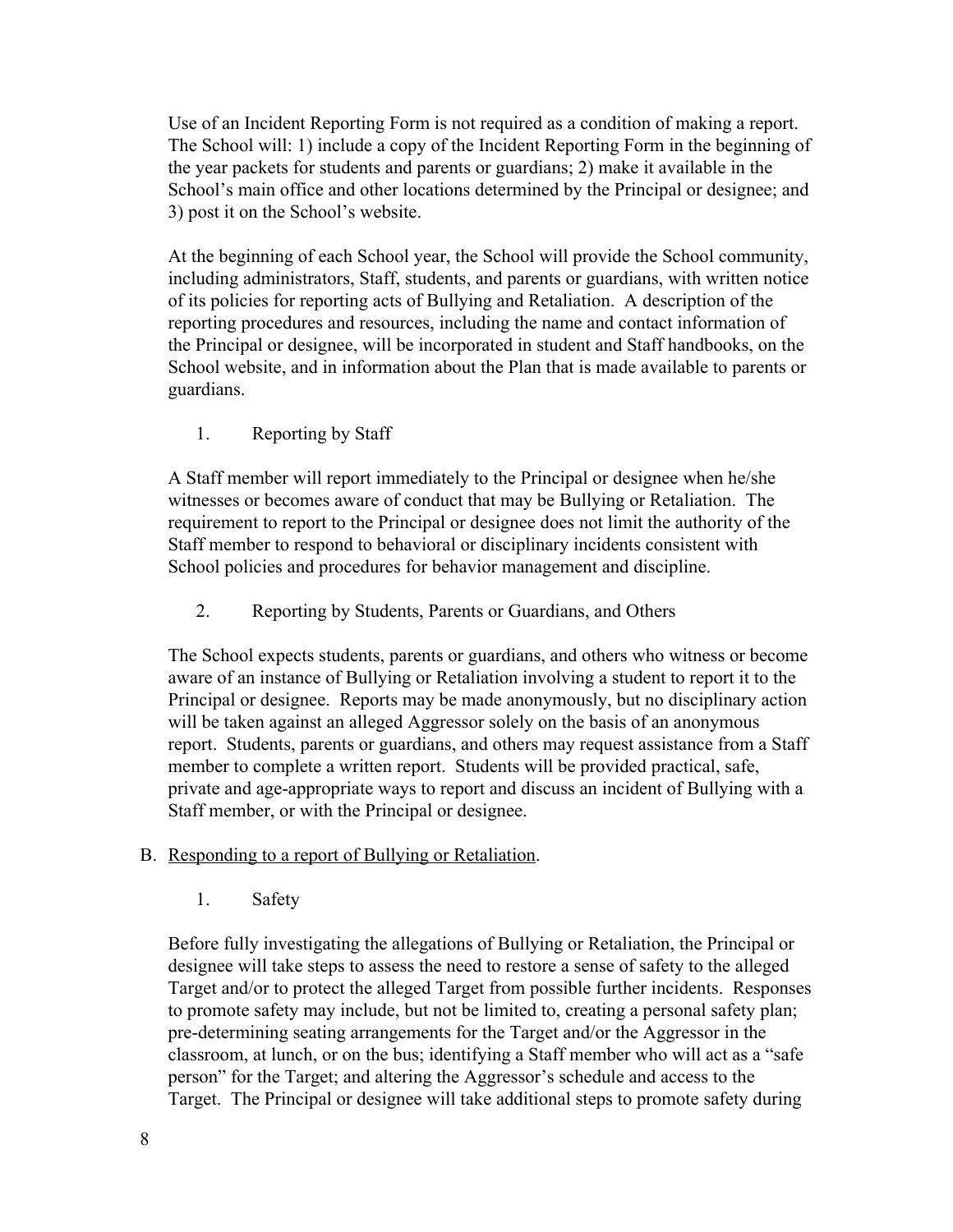Use of an Incident Reporting Form is not required as a condition of making a report. The School will: 1) include a copy of the Incident Reporting Form in the beginning of the year packets for students and parents or guardians; 2) make it available in the School's main office and other locations determined by the Principal or designee; and 3) post it on the School's website.

At the beginning of each School year, the School will provide the School community, including administrators, Staff, students, and parents or guardians, with written notice of its policies for reporting acts of Bullying and Retaliation. A description of the reporting procedures and resources, including the name and contact information of the Principal or designee, will be incorporated in student and Staff handbooks, on the School website, and in information about the Plan that is made available to parents or guardians.

1. Reporting by Staff

A Staff member will report immediately to the Principal or designee when he/she witnesses or becomes aware of conduct that may be Bullying or Retaliation. The requirement to report to the Principal or designee does not limit the authority of the Staff member to respond to behavioral or disciplinary incidents consistent with School policies and procedures for behavior management and discipline.

2. Reporting by Students, Parents or Guardians, and Others

The School expects students, parents or guardians, and others who witness or become aware of an instance of Bullying or Retaliation involving a student to report it to the Principal or designee. Reports may be made anonymously, but no disciplinary action will be taken against an alleged Aggressor solely on the basis of an anonymous report. Students, parents or guardians, and others may request assistance from a Staff member to complete a written report. Students will be provided practical, safe, private and age-appropriate ways to report and discuss an incident of Bullying with a Staff member, or with the Principal or designee.

B. Responding to a report of Bullying or Retaliation.

1. Safety

Before fully investigating the allegations of Bullying or Retaliation, the Principal or designee will take steps to assess the need to restore a sense of safety to the alleged Target and/or to protect the alleged Target from possible further incidents. Responses to promote safety may include, but not be limited to, creating a personal safety plan; pre-determining seating arrangements for the Target and/or the Aggressor in the classroom, at lunch, or on the bus; identifying a Staff member who will act as a "safe person" for the Target; and altering the Aggressor's schedule and access to the Target. The Principal or designee will take additional steps to promote safety during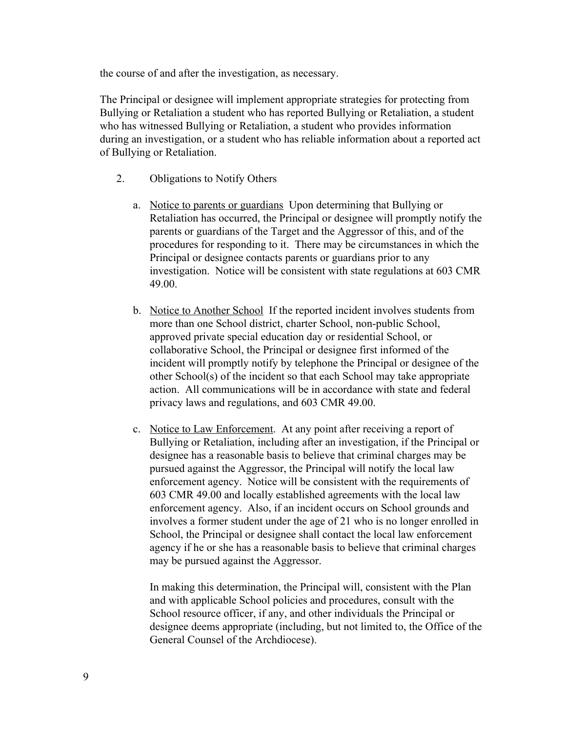the course of and after the investigation, as necessary.

The Principal or designee will implement appropriate strategies for protecting from Bullying or Retaliation a student who has reported Bullying or Retaliation, a student who has witnessed Bullying or Retaliation, a student who provides information during an investigation, or a student who has reliable information about a reported act of Bullying or Retaliation.

2. Obligations to Notify Others

   a. Notice to parents or guardians Upon determining that Bullying or Retaliation has occurred, the Principal or designee will promptly notify the parents or guardians of the Target and the Aggressor of this, and of the procedures for responding to it. There may be circumstances in which the Principal or designee contacts parents or guardians prior to any investigation. Notice will be consistent with state regulations at 603 CMR 49.00.

   b. Notice to Another School If the reported incident involves students from more than one School district, charter School, non-public School, approved private special education day or residential School, or collaborative School, the Principal or designee first informed of the incident will promptly notify by telephone the Principal or designee of the other School(s) of the incident so that each School may take appropriate action. All communications will be in accordance with state and federal privacy laws and regulations, and 603 CMR 49.00.

   c. Notice to Law Enforcement. At any point after receiving a report of Bullying or Retaliation, including after an investigation, if the Principal or designee has a reasonable basis to believe that criminal charges may be pursued against the Aggressor, the Principal will notify the local law enforcement agency. Notice will be consistent with the requirements of 603 CMR 49.00 and locally established agreements with the local law enforcement agency. Also, if an incident occurs on School grounds and involves a former student under the age of 21 who is no longer enrolled in School, the Principal or designee shall contact the local law enforcement agency if he or she has a reasonable basis to believe that criminal charges may be pursued against the Aggressor.

      In making this determination, the Principal will, consistent with the Plan and with applicable School policies and procedures, consult with the School resource officer, if any, and other individuals the Principal or designee deems appropriate (including, but not limited to, the Office of the General Counsel of the Archdiocese).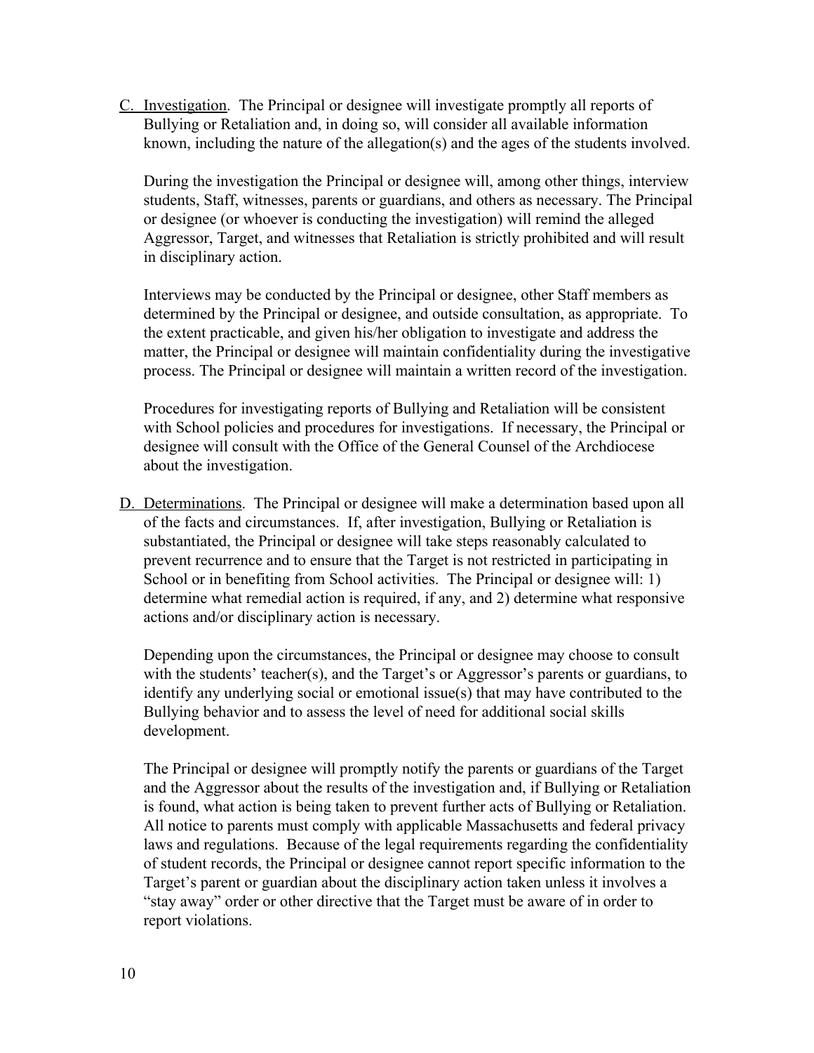C. <u>Investigation</u>. The Principal or designee will investigate promptly all reports of Bullying or Retaliation and, in doing so, will consider all available information known, including the nature of the allegation(s) and the ages of the students involved.

   During the investigation the Principal or designee will, among other things, interview students, Staff, witnesses, parents or guardians, and others as necessary. The Principal or designee (or whoever is conducting the investigation) will remind the alleged Aggressor, Target, and witnesses that Retaliation is strictly prohibited and will result in disciplinary action.

   Interviews may be conducted by the Principal or designee, other Staff members as determined by the Principal or designee, and outside consultation, as appropriate. To the extent practicable, and given his/her obligation to investigate and address the matter, the Principal or designee will maintain confidentiality during the investigative process. The Principal or designee will maintain a written record of the investigation.

   Procedures for investigating reports of Bullying and Retaliation will be consistent with School policies and procedures for investigations. If necessary, the Principal or designee will consult with the Office of the General Counsel of the Archdiocese about the investigation.

D. <u>Determinations</u>. The Principal or designee will make a determination based upon all of the facts and circumstances. If, after investigation, Bullying or Retaliation is substantiated, the Principal or designee will take steps reasonably calculated to prevent recurrence and to ensure that the Target is not restricted in participating in School or in benefiting from School activities. The Principal or designee will: 1) determine what remedial action is required, if any, and 2) determine what responsive actions and/or disciplinary action is necessary.

   Depending upon the circumstances, the Principal or designee may choose to consult with the students' teacher(s), and the Target's or Aggressor's parents or guardians, to identify any underlying social or emotional issue(s) that may have contributed to the Bullying behavior and to assess the level of need for additional social skills development.

   The Principal or designee will promptly notify the parents or guardians of the Target and the Aggressor about the results of the investigation and, if Bullying or Retaliation is found, what action is being taken to prevent further acts of Bullying or Retaliation. All notice to parents must comply with applicable Massachusetts and federal privacy laws and regulations. Because of the legal requirements regarding the confidentiality of student records, the Principal or designee cannot report specific information to the Target's parent or guardian about the disciplinary action taken unless it involves a "stay away" order or other directive that the Target must be aware of in order to report violations.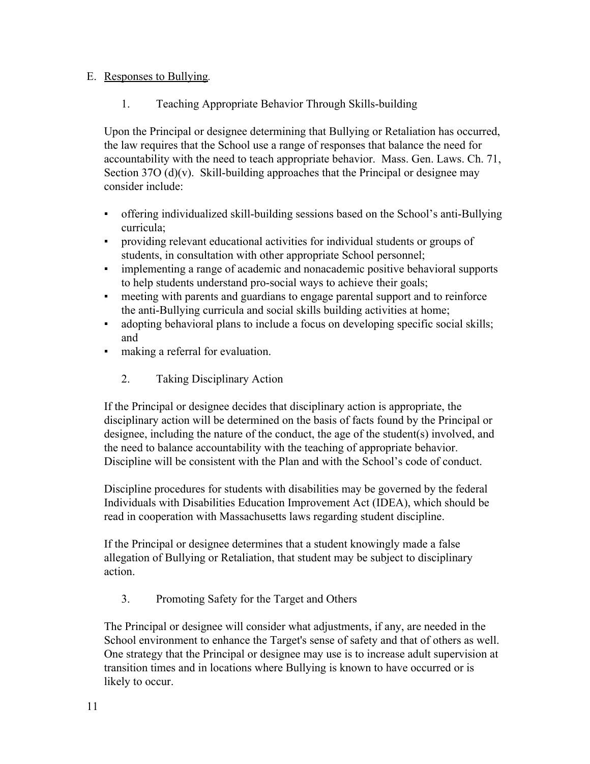E. <u>Responses to Bullying</u>.

1. Teaching Appropriate Behavior Through Skills-building

Upon the Principal or designee determining that Bullying or Retaliation has occurred, the law requires that the School use a range of responses that balance the need for accountability with the need to teach appropriate behavior. Mass. Gen. Laws. Ch. 71, Section 37O (d)(v). Skill-building approaches that the Principal or designee may consider include:

- offering individualized skill-building sessions based on the School's anti-Bullying curricula;
- providing relevant educational activities for individual students or groups of students, in consultation with other appropriate School personnel;
- implementing a range of academic and nonacademic positive behavioral supports to help students understand pro-social ways to achieve their goals;
- meeting with parents and guardians to engage parental support and to reinforce the anti-Bullying curricula and social skills building activities at home;
- adopting behavioral plans to include a focus on developing specific social skills; and
- making a referral for evaluation.

2. Taking Disciplinary Action

If the Principal or designee decides that disciplinary action is appropriate, the disciplinary action will be determined on the basis of facts found by the Principal or designee, including the nature of the conduct, the age of the student(s) involved, and the need to balance accountability with the teaching of appropriate behavior. Discipline will be consistent with the Plan and with the School's code of conduct.

Discipline procedures for students with disabilities may be governed by the federal Individuals with Disabilities Education Improvement Act (IDEA), which should be read in cooperation with Massachusetts laws regarding student discipline.

If the Principal or designee determines that a student knowingly made a false allegation of Bullying or Retaliation, that student may be subject to disciplinary action.

3. Promoting Safety for the Target and Others

The Principal or designee will consider what adjustments, if any, are needed in the School environment to enhance the Target's sense of safety and that of others as well. One strategy that the Principal or designee may use is to increase adult supervision at transition times and in locations where Bullying is known to have occurred or is likely to occur.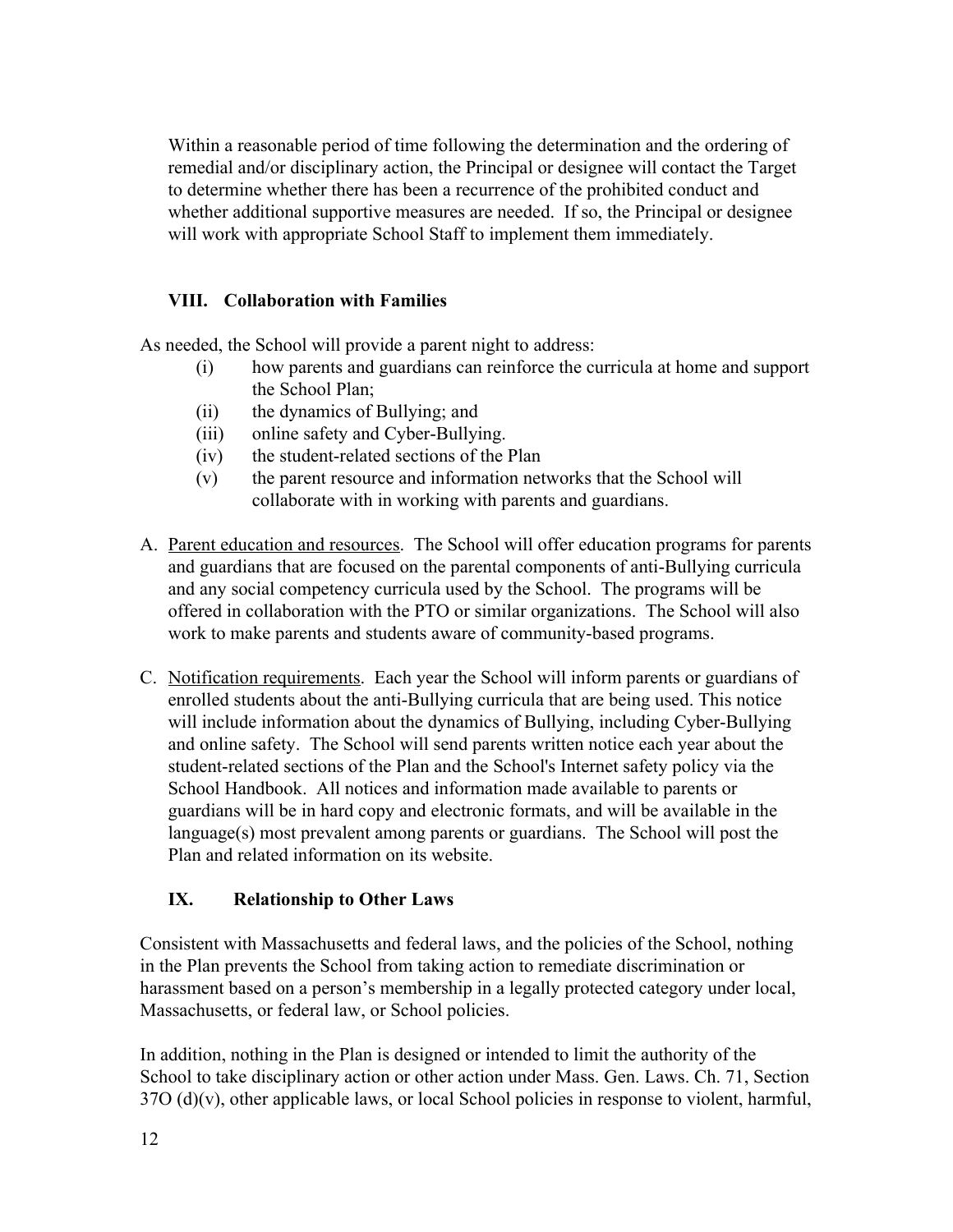Within a reasonable period of time following the determination and the ordering of remedial and/or disciplinary action, the Principal or designee will contact the Target to determine whether there has been a recurrence of the prohibited conduct and whether additional supportive measures are needed. If so, the Principal or designee will work with appropriate School Staff to implement them immediately.

## VIII. Collaboration with Families

As needed, the School will provide a parent night to address:

- (i) how parents and guardians can reinforce the curricula at home and support the School Plan;
- (ii) the dynamics of Bullying; and
- (iii) online safety and Cyber-Bullying.
- (iv) the student-related sections of the Plan
- (v) the parent resource and information networks that the School will collaborate with in working with parents and guardians.

A. <u>Parent education and resources</u>. The School will offer education programs for parents and guardians that are focused on the parental components of anti-Bullying curricula and any social competency curricula used by the School. The programs will be offered in collaboration with the PTO or similar organizations. The School will also work to make parents and students aware of community-based programs.

C. <u>Notification requirements</u>. Each year the School will inform parents or guardians of enrolled students about the anti-Bullying curricula that are being used. This notice will include information about the dynamics of Bullying, including Cyber-Bullying and online safety. The School will send parents written notice each year about the student-related sections of the Plan and the School's Internet safety policy via the School Handbook. All notices and information made available to parents or guardians will be in hard copy and electronic formats, and will be available in the language(s) most prevalent among parents or guardians. The School will post the Plan and related information on its website.

## IX. Relationship to Other Laws

Consistent with Massachusetts and federal laws, and the policies of the School, nothing in the Plan prevents the School from taking action to remediate discrimination or harassment based on a person's membership in a legally protected category under local, Massachusetts, or federal law, or School policies.

In addition, nothing in the Plan is designed or intended to limit the authority of the School to take disciplinary action or other action under Mass. Gen. Laws. Ch. 71, Section 37O (d)(v), other applicable laws, or local School policies in response to violent, harmful,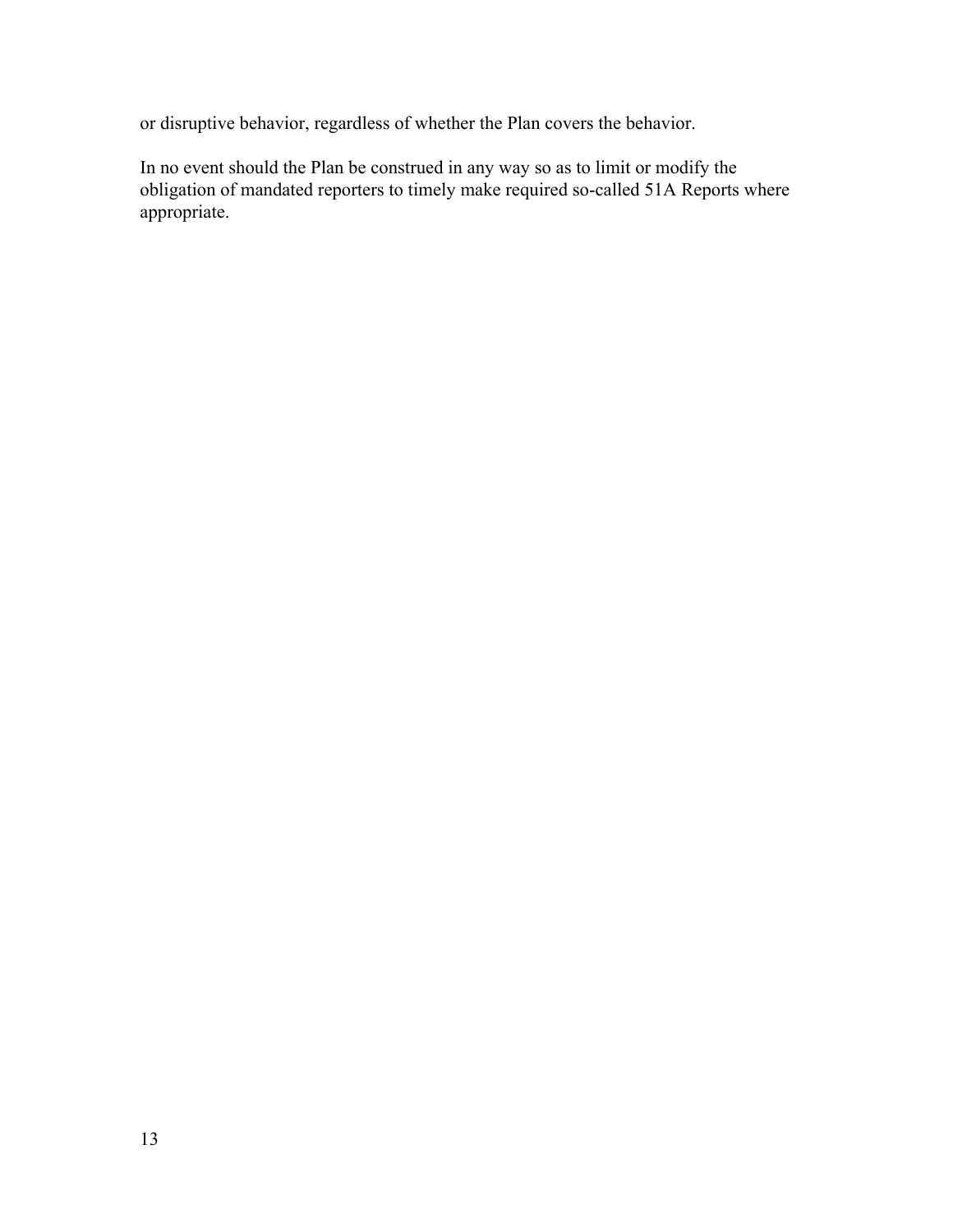or disruptive behavior, regardless of whether the Plan covers the behavior.

In no event should the Plan be construed in any way so as to limit or modify the obligation of mandated reporters to timely make required so-called 51A Reports where appropriate.